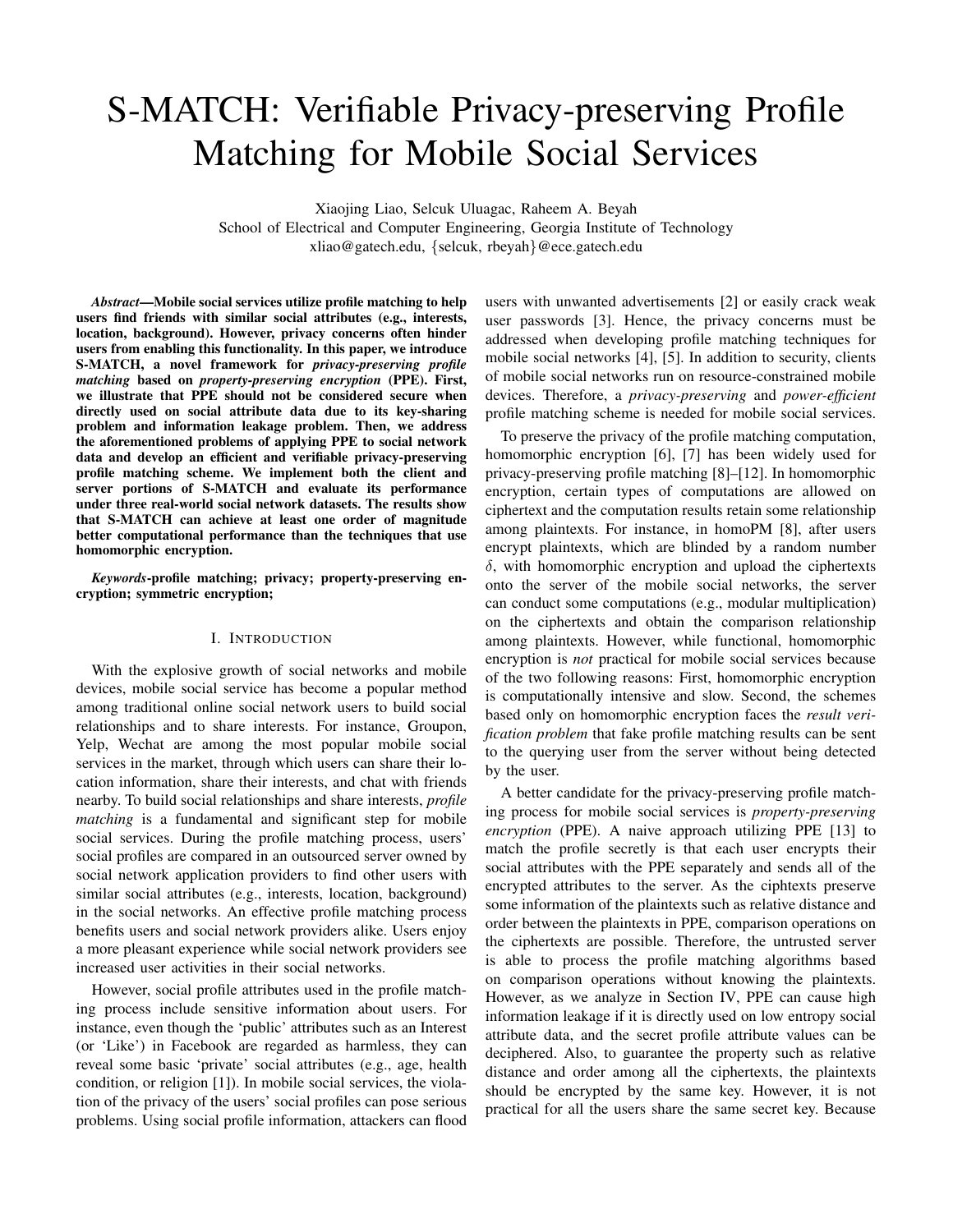# S-MATCH: Verifiable Privacy-preserving Profile Matching for Mobile Social Services

Xiaojing Liao, Selcuk Uluagac, Raheem A. Beyah
School of Electrical and Computer Engineering, Georgia Institute of Technology
xliao@gatech.edu, {selcuk, rbeyah}@ece.gatech.edu

***Abstract*—Mobile social services utilize profile matching to help users find friends with similar social attributes (e.g., interests, location, background). However, privacy concerns often hinder users from enabling this functionality. In this paper, we introduce S-MATCH, a novel framework for *privacy-preserving profile matching* based on *property-preserving encryption* (PPE). First, we illustrate that PPE should not be considered secure when directly used on social attribute data due to its key-sharing problem and information leakage problem. Then, we address the aforementioned problems of applying PPE to social network data and develop an efficient and verifiable privacy-preserving profile matching scheme. We implement both the client and server portions of S-MATCH and evaluate its performance under three real-world social network datasets. The results show that S-MATCH can achieve at least one order of magnitude better computational performance than the techniques that use homomorphic encryption.**

***Keywords*-profile matching; privacy; property-preserving encryption; symmetric encryption;**

## I. Introduction

With the explosive growth of social networks and mobile devices, mobile social service has become a popular method among traditional online social network users to build social relationships and to share interests. For instance, Groupon, Yelp, Wechat are among the most popular mobile social services in the market, through which users can share their location information, share their interests, and chat with friends nearby. To build social relationships and share interests, *profile matching* is a fundamental and significant step for mobile social services. During the profile matching process, users' social profiles are compared in an outsourced server owned by social network application providers to find other users with similar social attributes (e.g., interests, location, background) in the social networks. An effective profile matching process benefits users and social network providers alike. Users enjoy a more pleasant experience while social network providers see increased user activities in their social networks.

However, social profile attributes used in the profile matching process include sensitive information about users. For instance, even though the 'public' attributes such as an Interest (or 'Like') in Facebook are regarded as harmless, they can reveal some basic 'private' social attributes (e.g., age, health condition, or religion [1]). In mobile social services, the violation of the privacy of the users' social profiles can pose serious problems. Using social profile information, attackers can flood users with unwanted advertisements [2] or easily crack weak user passwords [3]. Hence, the privacy concerns must be addressed when developing profile matching techniques for mobile social networks [4], [5]. In addition to security, clients of mobile social networks run on resource-constrained mobile devices. Therefore, a *privacy-preserving* and *power-efficient* profile matching scheme is needed for mobile social services.

To preserve the privacy of the profile matching computation, homomorphic encryption [6], [7] has been widely used for privacy-preserving profile matching [8]–[12]. In homomorphic encryption, certain types of computations are allowed on ciphertext and the computation results retain some relationship among plaintexts. For instance, in homoPM [8], after users encrypt plaintexts, which are blinded by a random number $\delta$, with homomorphic encryption and upload the ciphertexts onto the server of the mobile social networks, the server can conduct some computations (e.g., modular multiplication) on the ciphertexts and obtain the comparison relationship among plaintexts. However, while functional, homomorphic encryption is *not* practical for mobile social services because of the two following reasons: First, homomorphic encryption is computationally intensive and slow. Second, the schemes based only on homomorphic encryption faces the *result verification problem* that fake profile matching results can be sent to the querying user from the server without being detected by the user.

A better candidate for the privacy-preserving profile matching process for mobile social services is *property-preserving encryption* (PPE). A naive approach utilizing PPE [13] to match the profile secretly is that each user encrypts their social attributes with the PPE separately and sends all of the encrypted attributes to the server. As the ciphtexts preserve some information of the plaintexts such as relative distance and order between the plaintexts in PPE, comparison operations on the ciphertexts are possible. Therefore, the untrusted server is able to process the profile matching algorithms based on comparison operations without knowing the plaintexts. However, as we analyze in Section IV, PPE can cause high information leakage if it is directly used on low entropy social attribute data, and the secret profile attribute values can be deciphered. Also, to guarantee the property such as relative distance and order among all the ciphertexts, the plaintexts should be encrypted by the same key. However, it is not practical for all the users share the same secret key. Because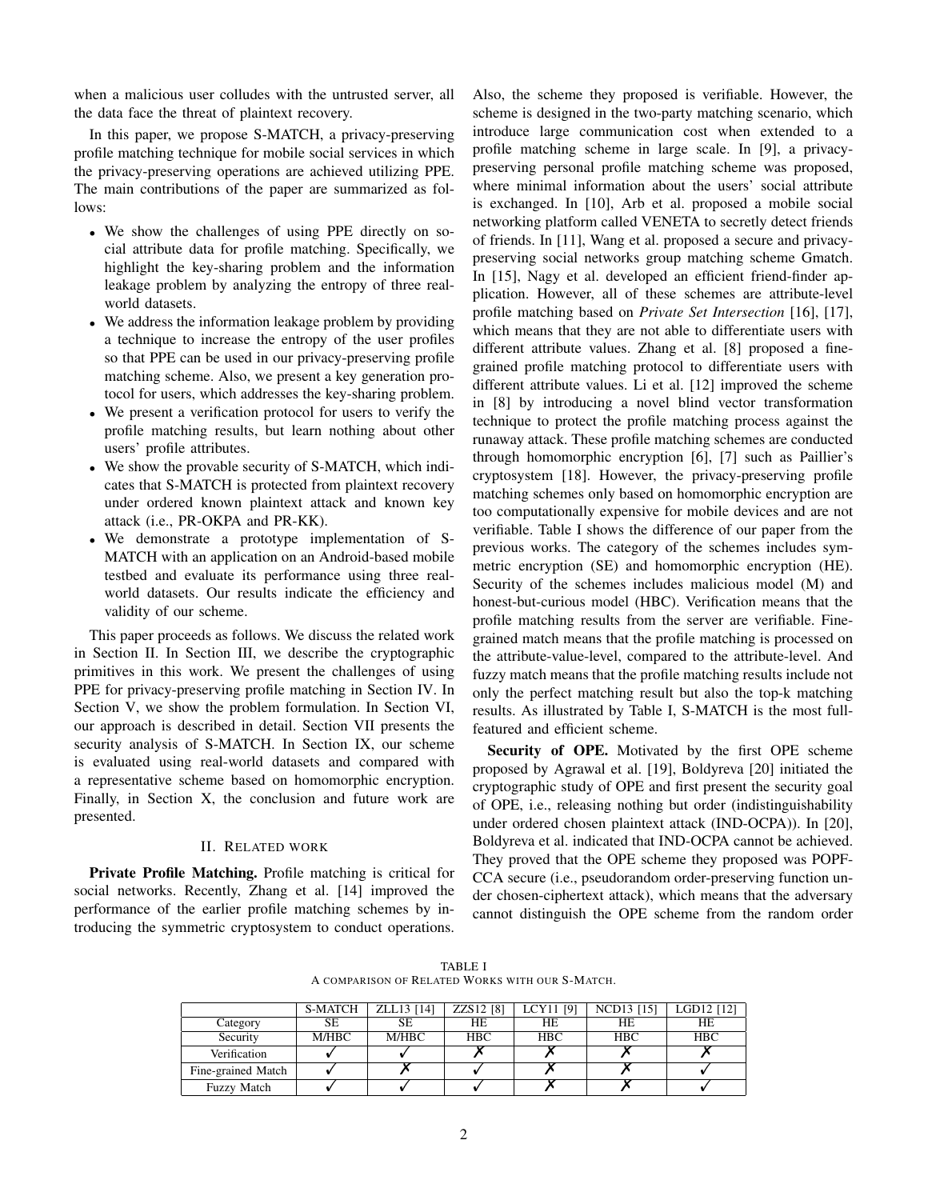when a malicious user colludes with the untrusted server, all the data face the threat of plaintext recovery.

In this paper, we propose S-MATCH, a privacy-preserving profile matching technique for mobile social services in which the privacy-preserving operations are achieved utilizing PPE. The main contributions of the paper are summarized as follows:

- We show the challenges of using PPE directly on social attribute data for profile matching. Specifically, we highlight the key-sharing problem and the information leakage problem by analyzing the entropy of three real-world datasets.
- We address the information leakage problem by providing a technique to increase the entropy of the user profiles so that PPE can be used in our privacy-preserving profile matching scheme. Also, we present a key generation protocol for users, which addresses the key-sharing problem.
- We present a verification protocol for users to verify the profile matching results, but learn nothing about other users' profile attributes.
- We show the provable security of S-MATCH, which indicates that S-MATCH is protected from plaintext recovery under ordered known plaintext attack and known key attack (i.e., PR-OKPA and PR-KK).
- We demonstrate a prototype implementation of S-MATCH with an application on an Android-based mobile testbed and evaluate its performance using three real-world datasets. Our results indicate the efficiency and validity of our scheme.

This paper proceeds as follows. We discuss the related work in Section II. In Section III, we describe the cryptographic primitives in this work. We present the challenges of using PPE for privacy-preserving profile matching in Section IV. In Section V, we show the problem formulation. In Section VI, our approach is described in detail. Section VII presents the security analysis of S-MATCH. In Section IX, our scheme is evaluated using real-world datasets and compared with a representative scheme based on homomorphic encryption. Finally, in Section X, the conclusion and future work are presented.

## II. Related work

**Private Profile Matching.** Profile matching is critical for social networks. Recently, Zhang et al. [14] improved the performance of the earlier profile matching schemes by introducing the symmetric cryptosystem to conduct operations. Also, the scheme they proposed is verifiable. However, the scheme is designed in the two-party matching scenario, which introduce large communication cost when extended to a profile matching scheme in large scale. In [9], a privacy-preserving personal profile matching scheme was proposed, where minimal information about the users' social attribute is exchanged. In [10], Arb et al. proposed a mobile social networking platform called VENETA to secretly detect friends of friends. In [11], Wang et al. proposed a secure and privacy-preserving social networks group matching scheme Gmatch. In [15], Nagy et al. developed an efficient friend-finder application. However, all of these schemes are attribute-level profile matching based on *Private Set Intersection* [16], [17], which means that they are not able to differentiate users with different attribute values. Zhang et al. [8] proposed a fine-grained profile matching protocol to differentiate users with different attribute values. Li et al. [12] improved the scheme in [8] by introducing a novel blind vector transformation technique to protect the profile matching process against the runaway attack. These profile matching schemes are conducted through homomorphic encryption [6], [7] such as Paillier's cryptosystem [18]. However, the privacy-preserving profile matching schemes only based on homomorphic encryption are too computationally expensive for mobile devices and are not verifiable. Table I shows the difference of our paper from the previous works. The category of the schemes includes symmetric encryption (SE) and homomorphic encryption (HE). Security of the schemes includes malicious model (M) and honest-but-curious model (HBC). Verification means that the profile matching results from the server are verifiable. Fine-grained match means that the profile matching is processed on the attribute-value-level, compared to the attribute-level. And fuzzy match means that the profile matching results include not only the perfect matching result but also the top-k matching results. As illustrated by Table I, S-MATCH is the most full-featured and efficient scheme.

**Security of OPE.** Motivated by the first OPE scheme proposed by Agrawal et al. [19], Boldyreva [20] initiated the cryptographic study of OPE and first present the security goal of OPE, i.e., releasing nothing but order (indistinguishability under ordered chosen plaintext attack (IND-OCPA)). In [20], Boldyreva et al. indicated that IND-OCPA cannot be achieved. They proved that the OPE scheme they proposed was POPF-CCA secure (i.e., pseudorandom order-preserving function under chosen-ciphertext attack), which means that the adversary cannot distinguish the OPE scheme from the random order

TABLE I
A comparison of Related Works with our S-Match.

| | S-MATCH | ZLL13 [14] | ZZS12 [8] | LCY11 [9] | NCD13 [15] | LGD12 [12] |
|---|---|---|---|---|---|---|
| Category | SE | SE | HE | HE | HE | HE |
| Security | M/HBC | M/HBC | HBC | HBC | HBC | HBC |
| Verification | ✓ | ✓ | ✗ | ✗ | ✗ | ✗ |
| Fine-grained Match | ✓ | ✗ | ✓ | ✗ | ✗ | ✓ |
| Fuzzy Match | ✓ | ✓ | ✓ | ✗ | ✗ | ✓ |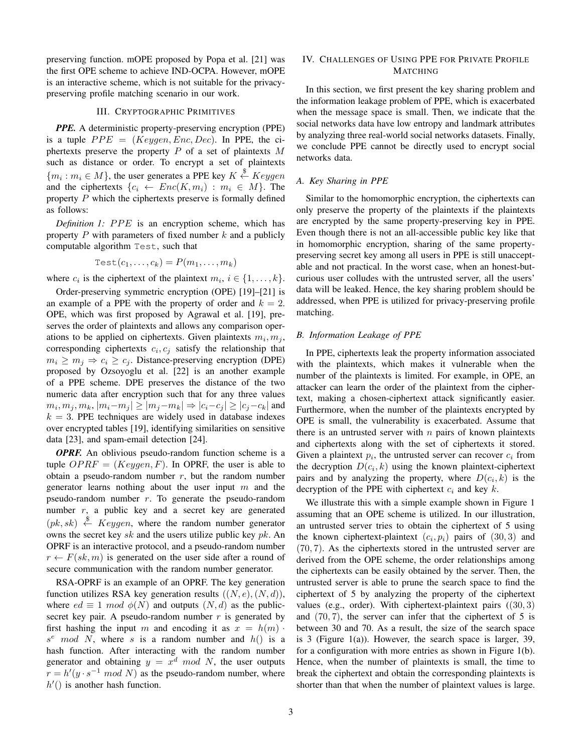preserving function. mOPE proposed by Popa et al. [21] was the first OPE scheme to achieve IND-OCPA. However, mOPE is an interactive scheme, which is not suitable for the privacy-preserving profile matching scenario in our work.

## III. Cryptographic Primitives

***PPE.*** A deterministic property-preserving encryption (PPE) is a tuple $PPE = (Keygen, Enc, Dec)$. In PPE, the ciphertexts preserve the property $P$ of a set of plaintexts $M$ such as distance or order. To encrypt a set of plaintexts $\{m_i : m_i \in M\}$, the user generates a PPE key $K \xleftarrow{\$} Keygen$ and the ciphertexts $\{c_i \leftarrow Enc(K, m_i) : m_i \in M\}$. The property $P$ which the ciphertexts preserve is formally defined as follows:

*Definition 1:* $PPE$ is an encryption scheme, which has property $P$ with parameters of fixed number $k$ and a publicly computable algorithm $\texttt{Test}$, such that

$$\texttt{Test}(c_1, \ldots, c_k) = P(m_1, \ldots, m_k)$$

where $c_i$ is the ciphertext of the plaintext $m_i$, $i \in \{1, \ldots, k\}$.

Order-preserving symmetric encryption (OPE) [19]–[21] is an example of a PPE with the property of order and $k = 2$. OPE, which was first proposed by Agrawal et al. [19], preserves the order of plaintexts and allows any comparison operations to be applied on ciphertexts. Given plaintexts $m_i, m_j$, corresponding ciphertexts $c_i, c_j$ satisfy the relationship that $m_i \geq m_j \Rightarrow c_i \geq c_j$. Distance-preserving encryption (DPE) proposed by Ozsoyoglu et al. [22] is an another example of a PPE scheme. DPE preserves the distance of the two numeric data after encryption such that for any three values $m_i, m_j, m_k$, $|m_i - m_j| \geq |m_j - m_k| \Rightarrow |c_i - c_j| \geq |c_j - c_k|$ and $k = 3$. PPE techniques are widely used in database indexes over encrypted tables [19], identifying similarities on sensitive data [23], and spam-email detection [24].

***OPRF.*** An oblivious pseudo-random function scheme is a tuple $OPRF = (Keygen, F)$. In OPRF, the user is able to obtain a pseudo-random number $r$, but the random number generator learns nothing about the user input $m$ and the pseudo-random number $r$. To generate the pseudo-random number $r$, a public key and a secret key are generated $(pk, sk) \xleftarrow{\$} Keygen$, where the random number generator owns the secret key $sk$ and the users utilize public key $pk$. An OPRF is an interactive protocol, and a pseudo-random number $r \leftarrow F(sk, m)$ is generated on the user side after a round of secure communication with the random number generator.

RSA-OPRF is an example of an OPRF. The key generation utilizes RSA key generation results $((N, e), (N, d))$, where $ed \equiv 1 \ mod \ \phi(N)$ and outputs $(N, d)$ as the public-secret key pair. A pseudo-random number $r$ is generated by first hashing the input $m$ and encoding it as $x = h(m) \cdot s^e \ mod \ N$, where $s$ is a random number and $h()$ is a hash function. After interacting with the random number generator and obtaining $y = x^d \ mod \ N$, the user outputs $r = h'(y \cdot s^{-1} \ mod \ N)$ as the pseudo-random number, where $h'()$ is another hash function.

## IV. Challenges of Using PPE for Private Profile Matching

In this section, we first present the key sharing problem and the information leakage problem of PPE, which is exacerbated when the message space is small. Then, we indicate that the social networks data have low entropy and landmark attributes by analyzing three real-world social networks datasets. Finally, we conclude PPE cannot be directly used to encrypt social networks data.

### A. Key Sharing in PPE

Similar to the homomorphic encryption, the ciphertexts can only preserve the property of the plaintexts if the plaintexts are encrypted by the same property-preserving key in PPE. Even though there is not an all-accessible public key like that in homomorphic encryption, sharing of the same property-preserving secret key among all users in PPE is still unacceptable and not practical. In the worst case, when an honest-but-curious user colludes with the untrusted server, all the users' data will be leaked. Hence, the key sharing problem should be addressed, when PPE is utilized for privacy-preserving profile matching.

### B. Information Leakage of PPE

In PPE, ciphertexts leak the property information associated with the plaintexts, which makes it vulnerable when the number of the plaintexts is limited. For example, in OPE, an attacker can learn the order of the plaintext from the ciphertext, making a chosen-ciphertext attack significantly easier. Furthermore, when the number of the plaintexts encrypted by OPE is small, the vulnerability is exacerbated. Assume that there is an untrusted server with $n$ pairs of known plaintexts and ciphertexts along with the set of ciphertexts it stored. Given a plaintext $p_i$, the untrusted server can recover $c_i$ from the decryption $D(c_i, k)$ using the known plaintext-ciphertext pairs and by analyzing the property, where $D(c_i, k)$ is the decryption of the PPE with ciphertext $c_i$ and key $k$.

We illustrate this with a simple example shown in Figure 1 assuming that an OPE scheme is utilized. In our illustration, an untrusted server tries to obtain the ciphertext of 5 using the known ciphertext-plaintext $(c_i, p_i)$ pairs of $(30, 3)$ and $(70, 7)$. As the ciphertexts stored in the untrusted server are derived from the OPE scheme, the order relationships among the ciphertexts can be easily obtained by the server. Then, the untrusted server is able to prune the search space to find the ciphertext of 5 by analyzing the property of the ciphertext values (e.g., order). With ciphertext-plaintext pairs $((30, 3)$ and $(70, 7)$, the server can infer that the ciphertext of 5 is between 30 and 70. As a result, the size of the search space is 3 (Figure 1(a)). However, the search space is larger, 39, for a configuration with more entries as shown in Figure 1(b). Hence, when the number of plaintexts is small, the time to break the ciphertext and obtain the corresponding plaintexts is shorter than that when the number of plaintext values is large.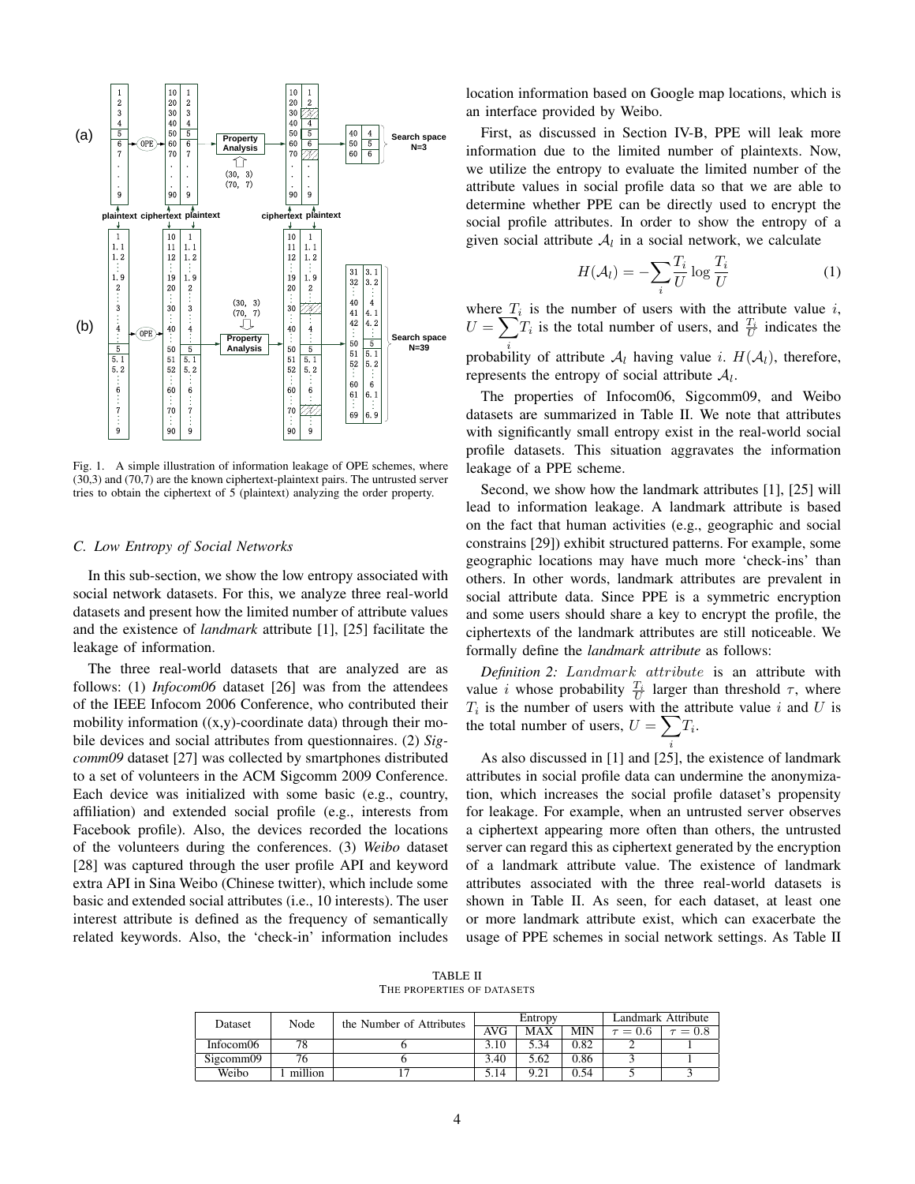Fig. 1. A simple illustration of information leakage of OPE schemes, where (30,3) and (70,7) are the known ciphertext-plaintext pairs. The untrusted server tries to obtain the ciphertext of 5 (plaintext) analyzing the order property.

### C. Low Entropy of Social Networks

In this sub-section, we show the low entropy associated with social network datasets. For this, we analyze three real-world datasets and present how the limited number of attribute values and the existence of *landmark* attribute [1], [25] facilitate the leakage of information.

The three real-world datasets that are analyzed are as follows: (1) *Infocom06* dataset [26] was from the attendees of the IEEE Infocom 2006 Conference, who contributed their mobility information ((x,y)-coordinate data) through their mobile devices and social attributes from questionnaires. (2) *Sigcomm09* dataset [27] was collected by smartphones distributed to a set of volunteers in the ACM Sigcomm 2009 Conference. Each device was initialized with some basic (e.g., country, affiliation) and extended social profile (e.g., interests from Facebook profile). Also, the devices recorded the locations of the volunteers during the conferences. (3) *Weibo* dataset [28] was captured through the user profile API and keyword extra API in Sina Weibo (Chinese twitter), which include some basic and extended social attributes (i.e., 10 interests). The user interest attribute is defined as the frequency of semantically related keywords. Also, the 'check-in' information includes location information based on Google map locations, which is an interface provided by Weibo.

First, as discussed in Section IV-B, PPE will leak more information due to the limited number of plaintexts. Now, we utilize the entropy to evaluate the limited number of the attribute values in social profile data so that we are able to determine whether PPE can be directly used to encrypt the social profile attributes. In order to show the entropy of a given social attribute $\mathcal{A}_l$ in a social network, we calculate

$$H(\mathcal{A}_l) = -\sum_i \frac{T_i}{U} \log \frac{T_i}{U} \tag{1}$$

where $T_i$ is the number of users with the attribute value $i$, $U = \sum_i T_i$ is the total number of users, and $\frac{T_i}{U}$ indicates the probability of attribute $\mathcal{A}_l$ having value $i$. $H(\mathcal{A}_l)$, therefore, represents the entropy of social attribute $\mathcal{A}_l$.

The properties of Infocom06, Sigcomm09, and Weibo datasets are summarized in Table II. We note that attributes with significantly small entropy exist in the real-world social profile datasets. This situation aggravates the information leakage of a PPE scheme.

Second, we show how the landmark attributes [1], [25] will lead to information leakage. A landmark attribute is based on the fact that human activities (e.g., geographic and social constrains [29]) exhibit structured patterns. For example, some geographic locations may have much more 'check-ins' than others. In other words, landmark attributes are prevalent in social attribute data. Since PPE is a symmetric encryption and some users should share a key to encrypt the profile, the ciphertexts of the landmark attributes are still noticeable. We formally define the *landmark attribute* as follows:

*Definition 2:* $Landmark\ attribute$ is an attribute with value $i$ whose probability $\frac{T_i}{U}$ larger than threshold $\tau$, where $T_i$ is the number of users with the attribute value $i$ and $U$ is the total number of users, $U = \sum_i T_i$.

As also discussed in [1] and [25], the existence of landmark attributes in social profile data can undermine the anonymization, which increases the social profile dataset's propensity for leakage. For example, when an untrusted server observes a ciphertext appearing more often than others, the untrusted server can regard this as ciphertext generated by the encryption of a landmark attribute value. The existence of landmark attributes associated with the three real-world datasets is shown in Table II. As seen, for each dataset, at least one or more landmark attribute exist, which can exacerbate the usage of PPE schemes in social network settings. As Table II

TABLE II
THE PROPERTIES OF DATASETS

| Dataset | Node | the Number of Attributes | Entropy | | | Landmark Attribute | |
|---|---|---|---|---|---|---|---|
| | | | AVG | MAX | MIN | $\tau = 0.6$ | $\tau = 0.8$ |
| Infocom06 | 78 | 6 | 3.10 | 5.34 | 0.82 | 2 | 1 |
| Sigcomm09 | 76 | 6 | 3.40 | 5.62 | 0.86 | 3 | 1 |
| Weibo | 1 million | 17 | 5.14 | 9.21 | 0.54 | 5 | 3 |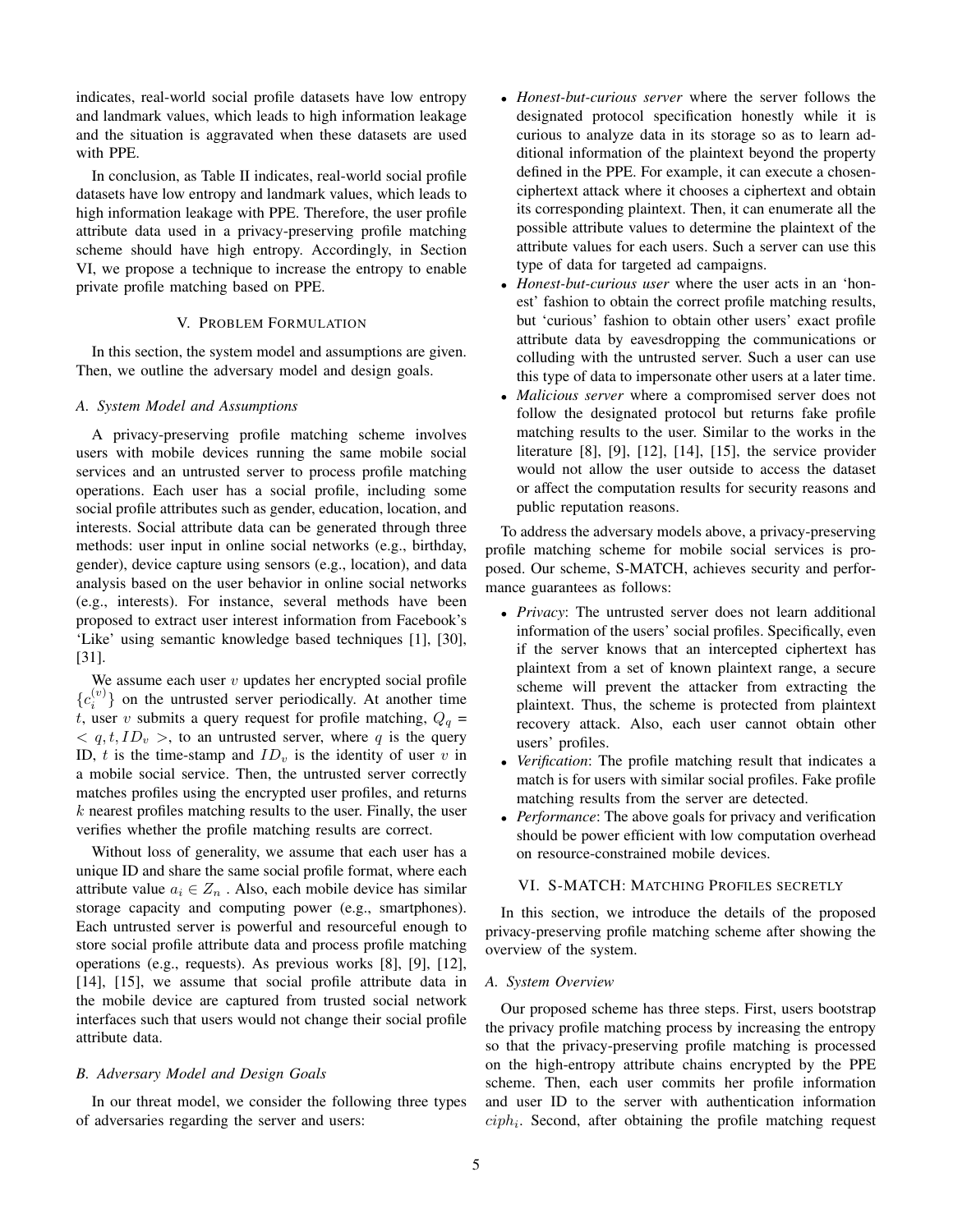indicates, real-world social profile datasets have low entropy and landmark values, which leads to high information leakage and the situation is aggravated when these datasets are used with PPE.

In conclusion, as Table II indicates, real-world social profile datasets have low entropy and landmark values, which leads to high information leakage with PPE. Therefore, the user profile attribute data used in a privacy-preserving profile matching scheme should have high entropy. Accordingly, in Section VI, we propose a technique to increase the entropy to enable private profile matching based on PPE.

## V. Problem Formulation

In this section, the system model and assumptions are given. Then, we outline the adversary model and design goals.

### A. System Model and Assumptions

A privacy-preserving profile matching scheme involves users with mobile devices running the same mobile social services and an untrusted server to process profile matching operations. Each user has a social profile, including some social profile attributes such as gender, education, location, and interests. Social attribute data can be generated through three methods: user input in online social networks (e.g., birthday, gender), device capture using sensors (e.g., location), and data analysis based on the user behavior in online social networks (e.g., interests). For instance, several methods have been proposed to extract user interest information from Facebook's 'Like' using semantic knowledge based techniques [1], [30], [31].

We assume each user $v$ updates her encrypted social profile $\{c_i^{(v)}\}$ on the untrusted server periodically. At another time $t$, user $v$ submits a query request for profile matching, $Q_q = < q, t, ID_v >$, to an untrusted server, where $q$ is the query ID, $t$ is the time-stamp and $ID_v$ is the identity of user $v$ in a mobile social service. Then, the untrusted server correctly matches profiles using the encrypted user profiles, and returns $k$ nearest profiles matching results to the user. Finally, the user verifies whether the profile matching results are correct.

Without loss of generality, we assume that each user has a unique ID and share the same social profile format, where each attribute value $a_i \in Z_n$ . Also, each mobile device has similar storage capacity and computing power (e.g., smartphones). Each untrusted server is powerful and resourceful enough to store social profile attribute data and process profile matching operations (e.g., requests). As previous works [8], [9], [12], [14], [15], we assume that social profile attribute data in the mobile device are captured from trusted social network interfaces such that users would not change their social profile attribute data.

### B. Adversary Model and Design Goals

In our threat model, we consider the following three types of adversaries regarding the server and users:

- *Honest-but-curious server* where the server follows the designated protocol specification honestly while it is curious to analyze data in its storage so as to learn additional information of the plaintext beyond the property defined in the PPE. For example, it can execute a chosen-ciphertext attack where it chooses a ciphertext and obtain its corresponding plaintext. Then, it can enumerate all the possible attribute values to determine the plaintext of the attribute values for each users. Such a server can use this type of data for targeted ad campaigns.
- *Honest-but-curious user* where the user acts in an 'honest' fashion to obtain the correct profile matching results, but 'curious' fashion to obtain other users' exact profile attribute data by eavesdropping the communications or colluding with the untrusted server. Such a user can use this type of data to impersonate other users at a later time.
- *Malicious server* where a compromised server does not follow the designated protocol but returns fake profile matching results to the user. Similar to the works in the literature [8], [9], [12], [14], [15], the service provider would not allow the user outside to access the dataset or affect the computation results for security reasons and public reputation reasons.

To address the adversary models above, a privacy-preserving profile matching scheme for mobile social services is proposed. Our scheme, S-MATCH, achieves security and performance guarantees as follows:

- *Privacy*: The untrusted server does not learn additional information of the users' social profiles. Specifically, even if the server knows that an intercepted ciphertext has plaintext from a set of known plaintext range, a secure scheme will prevent the attacker from extracting the plaintext. Thus, the scheme is protected from plaintext recovery attack. Also, each user cannot obtain other users' profiles.
- *Verification*: The profile matching result that indicates a match is for users with similar social profiles. Fake profile matching results from the server are detected.
- *Performance*: The above goals for privacy and verification should be power efficient with low computation overhead on resource-constrained mobile devices.

## VI. S-MATCH: Matching Profiles secretly

In this section, we introduce the details of the proposed privacy-preserving profile matching scheme after showing the overview of the system.

### A. System Overview

Our proposed scheme has three steps. First, users bootstrap the privacy profile matching process by increasing the entropy so that the privacy-preserving profile matching is processed on the high-entropy attribute chains encrypted by the PPE scheme. Then, each user commits her profile information and user ID to the server with authentication information $ciph_i$. Second, after obtaining the profile matching request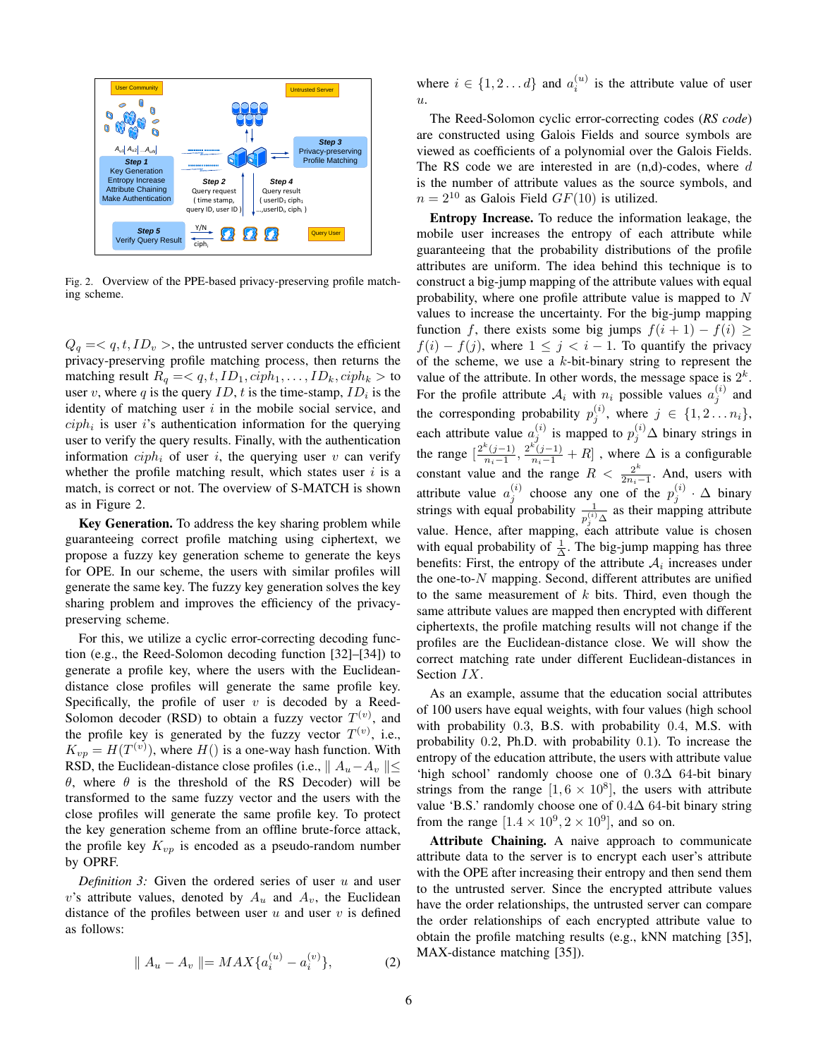Fig. 2. Overview of the PPE-based privacy-preserving profile matching scheme.

$Q_q =< q, t, ID_v >$, the untrusted server conducts the efficient privacy-preserving profile matching process, then returns the matching result $R_q =< q, t, ID_1, ciph_1, \ldots, ID_k, ciph_k >$ to user $v$, where $q$ is the query $ID$, $t$ is the time-stamp, $ID_i$ is the identity of matching user $i$ in the mobile social service, and $ciph_i$ is user $i$'s authentication information for the querying user to verify the query results. Finally, with the authentication information $ciph_i$ of user $i$, the querying user $v$ can verify whether the profile matching result, which states user $i$ is a match, is correct or not. The overview of S-MATCH is shown as in Figure 2.

**Key Generation.** To address the key sharing problem while guaranteeing correct profile matching using ciphertext, we propose a fuzzy key generation scheme to generate the keys for OPE. In our scheme, the users with similar profiles will generate the same key. The fuzzy key generation solves the key sharing problem and improves the efficiency of the privacy-preserving scheme.

For this, we utilize a cyclic error-correcting decoding function (e.g., the Reed-Solomon decoding function [32]–[34]) to generate a profile key, where the users with the Euclidean-distance close profiles will generate the same profile key. Specifically, the profile of user $v$ is decoded by a Reed-Solomon decoder (RSD) to obtain a fuzzy vector $T^{(v)}$, and the profile key is generated by the fuzzy vector $T^{(v)}$, i.e., $K_{vp} = H(T^{(v)})$, where $H()$ is a one-way hash function. With RSD, the Euclidean-distance close profiles (i.e., $\parallel A_u - A_v \parallel \leq \theta$, where $\theta$ is the threshold of the RS Decoder) will be transformed to the same fuzzy vector and the users with the close profiles will generate the same profile key. To protect the key generation scheme from an offline brute-force attack, the profile key $K_{vp}$ is encoded as a pseudo-random number by OPRF.

*Definition 3:* Given the ordered series of user $u$ and user $v$'s attribute values, denoted by $A_u$ and $A_v$, the Euclidean distance of the profiles between user $u$ and user $v$ is defined as follows:

$$\parallel A_u - A_v \parallel = MAX\{a_i^{(u)} - a_i^{(v)}\}, \tag{2}$$

where $i \in \{1, 2 \ldots d\}$ and $a_i^{(u)}$ is the attribute value of user $u$.

The Reed-Solomon cyclic error-correcting codes (*RS code*) are constructed using Galois Fields and source symbols are viewed as coefficients of a polynomial over the Galois Fields. The RS code we are interested in are (n,d)-codes, where $d$ is the number of attribute values as the source symbols, and $n = 2^{10}$ as Galois Field $GF(10)$ is utilized.

**Entropy Increase.** To reduce the information leakage, the mobile user increases the entropy of each attribute while guaranteeing that the probability distributions of the profile attributes are uniform. The idea behind this technique is to construct a big-jump mapping of the attribute values with equal probability, where one profile attribute value is mapped to $N$ values to increase the uncertainty. For the big-jump mapping function $f$, there exists some big jumps $f(i+1) - f(i) \geq f(i) - f(j)$, where $1 \leq j < i - 1$. To quantify the privacy of the scheme, we use a $k$-bit-binary string to represent the value of the attribute. In other words, the message space is $2^k$. For the profile attribute $\mathcal{A}_i$ with $n_i$ possible values $a_j^{(i)}$ and the corresponding probability $p_j^{(i)}$, where $j \in \{1, 2 \ldots n_i\}$, each attribute value $a_j^{(i)}$ is mapped to $p_j^{(i)}\Delta$ binary strings in the range $[\frac{2^k(j-1)}{n_i-1}, \frac{2^k(j-1)}{n_i-1} + R]$ , where $\Delta$ is a configurable constant value and the range $R < \frac{2^k}{2n_i-1}$. And, users with attribute value $a_j^{(i)}$ choose any one of the $p_j^{(i)} \cdot \Delta$ binary strings with equal probability $\frac{1}{p_j^{(i)}\Delta}$ as their mapping attribute value. Hence, after mapping, each attribute value is chosen with equal probability of $\frac{1}{\Delta}$. The big-jump mapping has three benefits: First, the entropy of the attribute $\mathcal{A}_i$ increases under the one-to-$N$ mapping. Second, different attributes are unified to the same measurement of $k$ bits. Third, even though the same attribute values are mapped then encrypted with different ciphertexts, the profile matching results will not change if the profiles are the Euclidean-distance close. We will show the correct matching rate under different Euclidean-distances in Section $IX$.

As an example, assume that the education social attributes of 100 users have equal weights, with four values (high school with probability 0.3, B.S. with probability 0.4, M.S. with probability 0.2, Ph.D. with probability 0.1). To increase the entropy of the education attribute, the users with attribute value 'high school' randomly choose one of $0.3\Delta$ 64-bit binary strings from the range $[1, 6 \times 10^8]$, the users with attribute value 'B.S.' randomly choose one of $0.4\Delta$ 64-bit binary string from the range $[1.4 \times 10^9, 2 \times 10^9]$, and so on.

**Attribute Chaining.** A naive approach to communicate attribute data to the server is to encrypt each user's attribute with the OPE after increasing their entropy and then send them to the untrusted server. Since the encrypted attribute values have the order relationships, the untrusted server can compare the order relationships of each encrypted attribute value to obtain the profile matching results (e.g., kNN matching [35], MAX-distance matching [35]).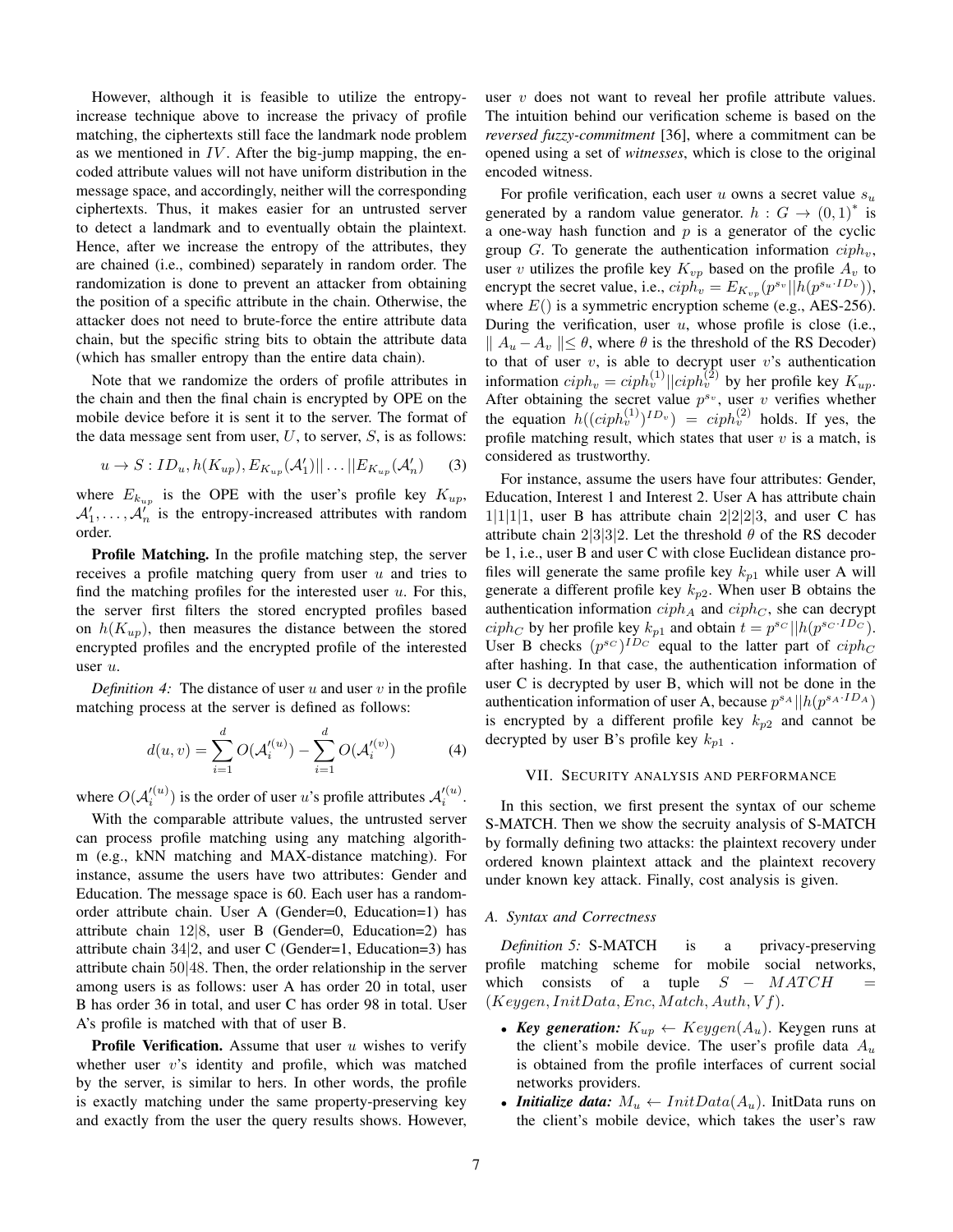However, although it is feasible to utilize the entropy-increase technique above to increase the privacy of profile matching, the ciphertexts still face the landmark node problem as we mentioned in $IV$. After the big-jump mapping, the encoded attribute values will not have uniform distribution in the message space, and accordingly, neither will the corresponding ciphertexts. Thus, it makes easier for an untrusted server to detect a landmark and to eventually obtain the plaintext. Hence, after we increase the entropy of the attributes, they are chained (i.e., combined) separately in random order. The randomization is done to prevent an attacker from obtaining the position of a specific attribute in the chain. Otherwise, the attacker does not need to brute-force the entire attribute data chain, but the specific string bits to obtain the attribute data (which has smaller entropy than the entire data chain).

Note that we randomize the orders of profile attributes in the chain and then the final chain is encrypted by OPE on the mobile device before it is sent it to the server. The format of the data message sent from user, $U$, to server, $S$, is as follows:

$$u \rightarrow S : ID_u, h(K_{up}), E_{K_{up}}(\mathcal{A}'_1)|| \dots ||E_{K_{up}}(\mathcal{A}'_n) \quad (3)$$

where $E_{k_{up}}$ is the OPE with the user's profile key $K_{up}$, $\mathcal{A}'_1, \dots, \mathcal{A}'_n$ is the entropy-increased attributes with random order.

**Profile Matching.** In the profile matching step, the server receives a profile matching query from user $u$ and tries to find the matching profiles for the interested user $u$. For this, the server first filters the stored encrypted profiles based on $h(K_{up})$, then measures the distance between the stored encrypted profiles and the encrypted profile of the interested user $u$.

*Definition 4:* The distance of user $u$ and user $v$ in the profile matching process at the server is defined as follows:

$$d(u, v) = \sum_{i=1}^{d} O(\mathcal{A}_i'^{(u)}) - \sum_{i=1}^{d} O(\mathcal{A}_i'^{(v)}) \quad (4)$$

where $O(\mathcal{A}_i'^{(u)})$ is the order of user $u$'s profile attributes $\mathcal{A}_i'^{(u)}$.

With the comparable attribute values, the untrusted server can process profile matching using any matching algorithm (e.g., kNN matching and MAX-distance matching). For instance, assume the users have two attributes: Gender and Education. The message space is 60. Each user has a random-order attribute chain. User A (Gender=0, Education=1) has attribute chain $12|8$, user B (Gender=0, Education=2) has attribute chain $34|2$, and user C (Gender=1, Education=3) has attribute chain $50|48$. Then, the order relationship in the server among users is as follows: user A has order 20 in total, user B has order 36 in total, and user C has order 98 in total. User A's profile is matched with that of user B.

**Profile Verification.** Assume that user $u$ wishes to verify whether user $v$'s identity and profile, which was matched by the server, is similar to hers. In other words, the profile is exactly matching under the same property-preserving key and exactly from the user the query results shows. However, user $v$ does not want to reveal her profile attribute values. The intuition behind our verification scheme is based on the *reversed fuzzy-commitment* [36], where a commitment can be opened using a set of *witnesses*, which is close to the original encoded witness.

For profile verification, each user $u$ owns a secret value $s_u$ generated by a random value generator. $h : G \rightarrow (0, 1)^*$ is a one-way hash function and $p$ is a generator of the cyclic group $G$. To generate the authentication information $ciph_v$, user $v$ utilizes the profile key $K_{vp}$ based on the profile $A_v$ to encrypt the secret value, i.e., $ciph_v = E_{K_{vp}}(p^{s_v}||h(p^{s_u \cdot ID_v}))$, where $E()$ is a symmetric encryption scheme (e.g., AES-256). During the verification, user $u$, whose profile is close (i.e., $\| A_u - A_v \| \leq \theta$, where $\theta$ is the threshold of the RS Decoder) to that of user $v$, is able to decrypt user $v$'s authentication information $ciph_v = ciph_v^{(1)}||ciph_v^{(2)}$ by her profile key $K_{up}$. After obtaining the secret value $p^{s_v}$, user $v$ verifies whether the equation $h((ciph_v^{(1)})^{ID_v}) = ciph_v^{(2)}$ holds. If yes, the profile matching result, which states that user $v$ is a match, is considered as trustworthy.

For instance, assume the users have four attributes: Gender, Education, Interest 1 and Interest 2. User A has attribute chain $1|1|1|1$, user B has attribute chain $2|2|2|3$, and user C has attribute chain $2|3|3|2$. Let the threshold $\theta$ of the RS decoder be 1, i.e., user B and user C with close Euclidean distance profiles will generate the same profile key $k_{p1}$ while user A will generate a different profile key $k_{p2}$. When user B obtains the authentication information $ciph_A$ and $ciph_C$, she can decrypt $ciph_C$ by her profile key $k_{p1}$ and obtain $t = p^{s_C}||h(p^{s_C \cdot ID_C})$. User B checks $(p^{s_C})^{ID_C}$ equal to the latter part of $ciph_C$ after hashing. In that case, the authentication information of user C is decrypted by user B, which will not be done in the authentication information of user A, because $p^{s_A}||h(p^{s_A \cdot ID_A})$ is encrypted by a different profile key $k_{p2}$ and cannot be decrypted by user B's profile key $k_{p1}$ .

## VII. Security analysis and performance

In this section, we first present the syntax of our scheme S-MATCH. Then we show the secruity analysis of S-MATCH by formally defining two attacks: the plaintext recovery under ordered known plaintext attack and the plaintext recovery under known key attack. Finally, cost analysis is given.

### A. Syntax and Correctness

*Definition 5:* S-MATCH is a privacy-preserving profile matching scheme for mobile social networks, which consists of a tuple $S - MATCH = (Keygen, InitData, Enc, Match, Auth, Vf)$.

- ***Key generation:*** $K_{up} \leftarrow Keygen(A_u)$. Keygen runs at the client's mobile device. The user's profile data $A_u$ is obtained from the profile interfaces of current social networks providers.
- ***Initialize data:*** $M_u \leftarrow InitData(A_u)$. InitData runs on the client's mobile device, which takes the user's raw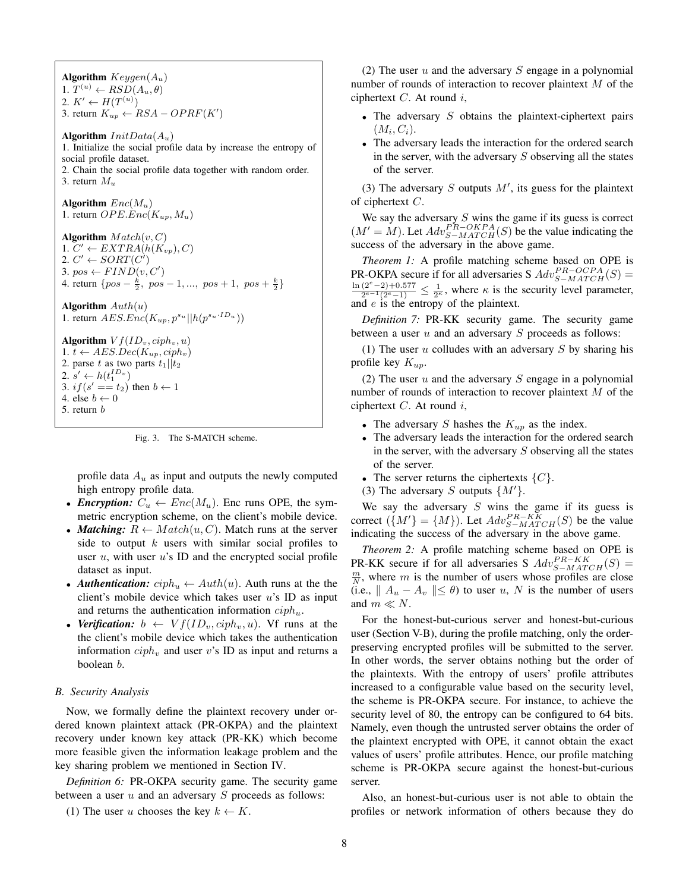**Algorithm** $Keygen(A_u)$
1. $T^{(u)} \leftarrow RSD(A_u, \theta)$
2. $K' \leftarrow H(T^{(u)})$
3. return $K_{up} \leftarrow RSA-OPRF(K')$

**Algorithm** $InitData(A_u)$
1. Initialize the social profile data by increase the entropy of social profile dataset.
2. Chain the social profile data together with random order.
3. return $M_u$

**Algorithm** $Enc(M_u)$
1. return $OPE.Enc(K_{up}, M_u)$

**Algorithm** $Match(v, C)$
1. $C' \leftarrow EXTRA(h(K_{vp}), C)$
2. $C' \leftarrow SORT(C')$
3. $pos \leftarrow FIND(v, C')$
4. return $\{pos - \frac{k}{2},\ pos-1, ...,\ pos+1,\ pos + \frac{k}{2}\}$

**Algorithm** $Auth(u)$
1. return $AES.Enc(K_{up}, p^{s_u}||h(p^{s_u \cdot ID_u}))$

**Algorithm** $Vf(ID_v, ciph_v, u)$
1. $t \leftarrow AES.Dec(K_{up}, ciph_v)$
2. parse $t$ as two parts $t_1||t_2$
2. $s' \leftarrow h(t_1^{ID_v})$
3. $if(s' == t_2)$ then $b \leftarrow 1$
4. else $b \leftarrow 0$
5. return $b$

Fig. 3. The S-MATCH scheme.

profile data $A_u$ as input and outputs the newly computed high entropy profile data.

- ***Encryption:*** $C_u \leftarrow Enc(M_u)$. Enc runs OPE, the symmetric encryption scheme, on the client's mobile device.
- ***Matching:*** $R \leftarrow Match(u, C)$. Match runs at the server side to output $k$ users with similar social profiles to user $u$, with user $u$'s ID and the encrypted social profile dataset as input.
- ***Authentication:*** $ciph_u \leftarrow Auth(u)$. Auth runs at the the client's mobile device which takes user $u$'s ID as input and returns the authentication information $ciph_u$.
- ***Verification:*** $b \leftarrow Vf(ID_v, ciph_v, u)$. Vf runs at the the client's mobile device which takes the authentication information $ciph_v$ and user $v$'s ID as input and returns a boolean $b$.

### B. Security Analysis

Now, we formally define the plaintext recovery under ordered known plaintext attack (PR-OKPA) and the plaintext recovery under known key attack (PR-KK) which become more feasible given the information leakage problem and the key sharing problem we mentioned in Section IV.

*Definition 6:* PR-OKPA security game. The security game between a user $u$ and an adversary $S$ proceeds as follows:

(1) The user $u$ chooses the key $k \leftarrow K$.

(2) The user $u$ and the adversary $S$ engage in a polynomial number of rounds of interaction to recover plaintext $M$ of the ciphertext $C$. At round $i$,

- The adversary $S$ obtains the plaintext-ciphertext pairs $(M_i, C_i)$.
- The adversary leads the interaction for the ordered search in the server, with the adversary $S$ observing all the states of the server.

(3) The adversary $S$ outputs $M'$, its guess for the plaintext of ciphertext $C$.

We say the adversary $S$ wins the game if its guess is correct ($M' = M$). Let $Adv_{S-MATCH}^{PR-OKPA}(S)$ be the value indicating the success of the adversary in the above game.

*Theorem 1:* A profile matching scheme based on OPE is PR-OKPA secure if for all adversaries S $Adv_{S-MATCH}^{PR-OCPA}(S) = \frac{\ln(2^e-2)+0.577}{2^{e-1}(2^e-1)} \leq \frac{1}{2^\kappa}$, where $\kappa$ is the security level parameter, and $e$ is the entropy of the plaintext.

*Definition 7:* PR-KK security game. The security game between a user $u$ and an adversary $S$ proceeds as follows:

(1) The user $u$ colludes with an adversary $S$ by sharing his profile key $K_{up}$.

(2) The user $u$ and the adversary $S$ engage in a polynomial number of rounds of interaction to recover plaintext $M$ of the ciphertext $C$. At round $i$,

- The adversary $S$ hashes the $K_{up}$ as the index.
- The adversary leads the interaction for the ordered search in the server, with the adversary $S$ observing all the states of the server.
- The server returns the ciphertexts $\{C\}$.

(3) The adversary $S$ outputs $\{M'\}$.

We say the adversary $S$ wins the game if its guess is correct ($\{M'\} = \{M\}$). Let $Adv_{S-MATCH}^{PR-KK}(S)$ be the value indicating the success of the adversary in the above game.

*Theorem 2:* A profile matching scheme based on OPE is PR-KK secure if for all adversaries S $Adv_{S-MATCH}^{PR-KK}(S) = \frac{m}{N}$, where $m$ is the number of users whose profiles are close (i.e., $\| A_u - A_v \| \leq \theta$) to user $u$, $N$ is the number of users and $m \ll N$.

For the honest-but-curious server and honest-but-curious user (Section V-B), during the profile matching, only the order-preserving encrypted profiles will be submitted to the server. In other words, the server obtains nothing but the order of the plaintexts. With the entropy of users' profile attributes increased to a configurable value based on the security level, the scheme is PR-OKPA secure. For instance, to achieve the security level of 80, the entropy can be configured to 64 bits. Namely, even though the untrusted server obtains the order of the plaintext encrypted with OPE, it cannot obtain the exact values of users' profile attributes. Hence, our profile matching scheme is PR-OKPA secure against the honest-but-curious server.

Also, an honest-but-curious user is not able to obtain the profiles or network information of others because they do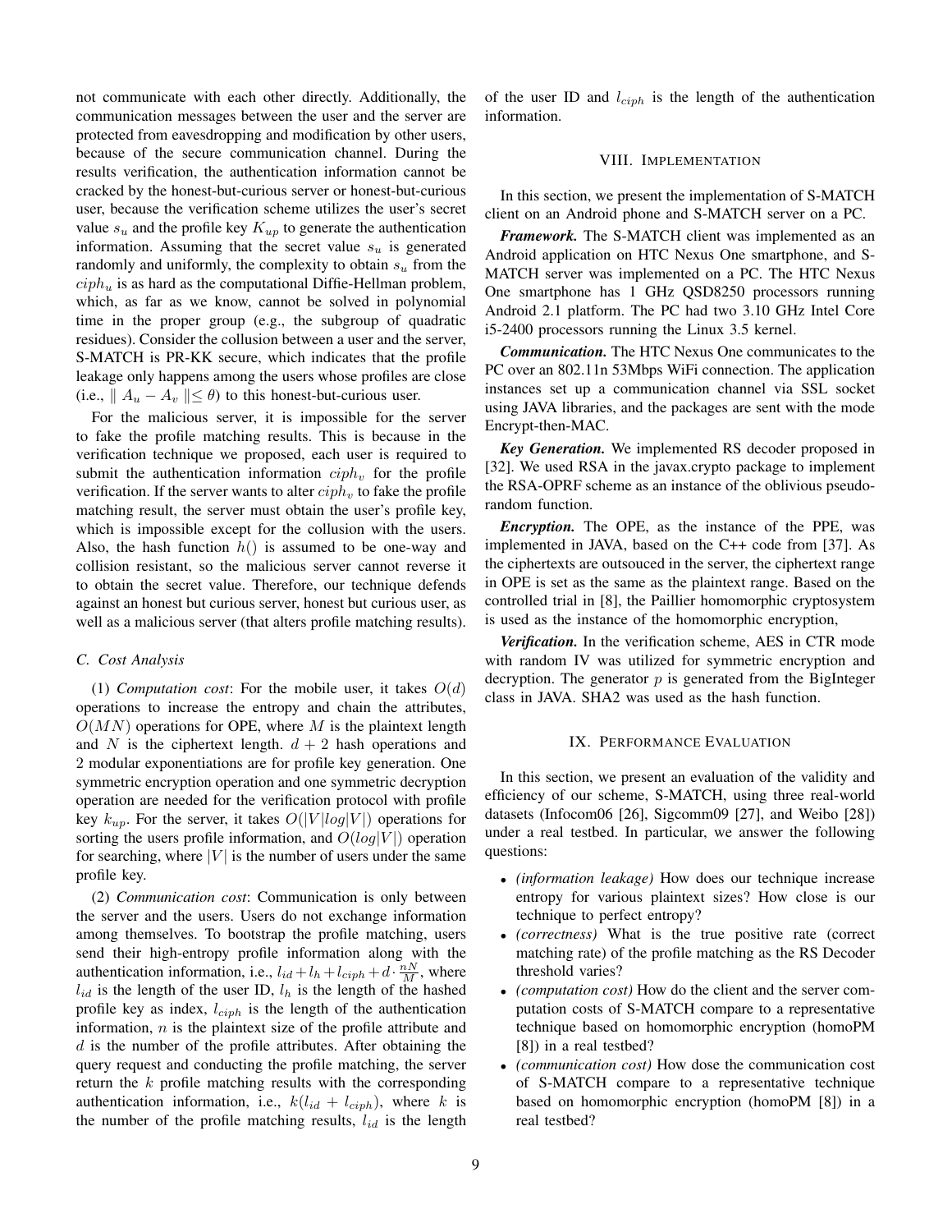not communicate with each other directly. Additionally, the communication messages between the user and the server are protected from eavesdropping and modification by other users, because of the secure communication channel. During the results verification, the authentication information cannot be cracked by the honest-but-curious server or honest-but-curious user, because the verification scheme utilizes the user's secret value $s_u$ and the profile key $K_{up}$ to generate the authentication information. Assuming that the secret value $s_u$ is generated randomly and uniformly, the complexity to obtain $s_u$ from the $ciph_u$ is as hard as the computational Diffie-Hellman problem, which, as far as we know, cannot be solved in polynomial time in the proper group (e.g., the subgroup of quadratic residues). Consider the collusion between a user and the server, S-MATCH is PR-KK secure, which indicates that the profile leakage only happens among the users whose profiles are close (i.e., $\| A_u - A_v \| \leq \theta$) to this honest-but-curious user.

For the malicious server, it is impossible for the server to fake the profile matching results. This is because in the verification technique we proposed, each user is required to submit the authentication information $ciph_v$ for the profile verification. If the server wants to alter $ciph_v$ to fake the profile matching result, the server must obtain the user's profile key, which is impossible except for the collusion with the users. Also, the hash function $h()$ is assumed to be one-way and collision resistant, so the malicious server cannot reverse it to obtain the secret value. Therefore, our technique defends against an honest but curious server, honest but curious user, as well as a malicious server (that alters profile matching results).

### C. Cost Analysis

(1) *Computation cost*: For the mobile user, it takes $O(d)$ operations to increase the entropy and chain the attributes, $O(MN)$ operations for OPE, where $M$ is the plaintext length and $N$ is the ciphertext length. $d+2$ hash operations and 2 modular exponentiations are for profile key generation. One symmetric encryption operation and one symmetric decryption operation are needed for the verification protocol with profile key $k_{up}$. For the server, it takes $O(|V|log|V|)$ operations for sorting the users profile information, and $O(log|V|)$ operation for searching, where $|V|$ is the number of users under the same profile key.

(2) *Communication cost*: Communication is only between the server and the users. Users do not exchange information among themselves. To bootstrap the profile matching, users send their high-entropy profile information along with the authentication information, i.e., $l_{id} + l_h + l_{ciph} + d \cdot \frac{nN}{M}$, where $l_{id}$ is the length of the user ID, $l_h$ is the length of the hashed profile key as index, $l_{ciph}$ is the length of the authentication information, $n$ is the plaintext size of the profile attribute and $d$ is the number of the profile attributes. After obtaining the query request and conducting the profile matching, the server return the $k$ profile matching results with the corresponding authentication information, i.e., $k(l_{id} + l_{ciph})$, where $k$ is the number of the profile matching results, $l_{id}$ is the length of the user ID and $l_{ciph}$ is the length of the authentication information.

## VIII. Implementation

In this section, we present the implementation of S-MATCH client on an Android phone and S-MATCH server on a PC.

***Framework.*** The S-MATCH client was implemented as an Android application on HTC Nexus One smartphone, and S-MATCH server was implemented on a PC. The HTC Nexus One smartphone has 1 GHz QSD8250 processors running Android 2.1 platform. The PC had two 3.10 GHz Intel Core i5-2400 processors running the Linux 3.5 kernel.

***Communication.*** The HTC Nexus One communicates to the PC over an 802.11n 53Mbps WiFi connection. The application instances set up a communication channel via SSL socket using JAVA libraries, and the packages are sent with the mode Encrypt-then-MAC.

***Key Generation.*** We implemented RS decoder proposed in [32]. We used RSA in the javax.crypto package to implement the RSA-OPRF scheme as an instance of the oblivious pseudo-random function.

***Encryption.*** The OPE, as the instance of the PPE, was implemented in JAVA, based on the C++ code from [37]. As the ciphertexts are outsouced in the server, the ciphertext range in OPE is set as the same as the plaintext range. Based on the controlled trial in [8], the Paillier homomorphic cryptosystem is used as the instance of the homomorphic encryption,

***Verification.*** In the verification scheme, AES in CTR mode with random IV was utilized for symmetric encryption and decryption. The generator $p$ is generated from the BigInteger class in JAVA. SHA2 was used as the hash function.

## IX. Performance Evaluation

In this section, we present an evaluation of the validity and efficiency of our scheme, S-MATCH, using three real-world datasets (Infocom06 [26], Sigcomm09 [27], and Weibo [28]) under a real testbed. In particular, we answer the following questions:

- *(information leakage)* How does our technique increase entropy for various plaintext sizes? How close is our technique to perfect entropy?
- *(correctness)* What is the true positive rate (correct matching rate) of the profile matching as the RS Decoder threshold varies?
- *(computation cost)* How do the client and the server computation costs of S-MATCH compare to a representative technique based on homomorphic encryption (homoPM [8]) in a real testbed?
- *(communication cost)* How dose the communication cost of S-MATCH compare to a representative technique based on homomorphic encryption (homoPM [8]) in a real testbed?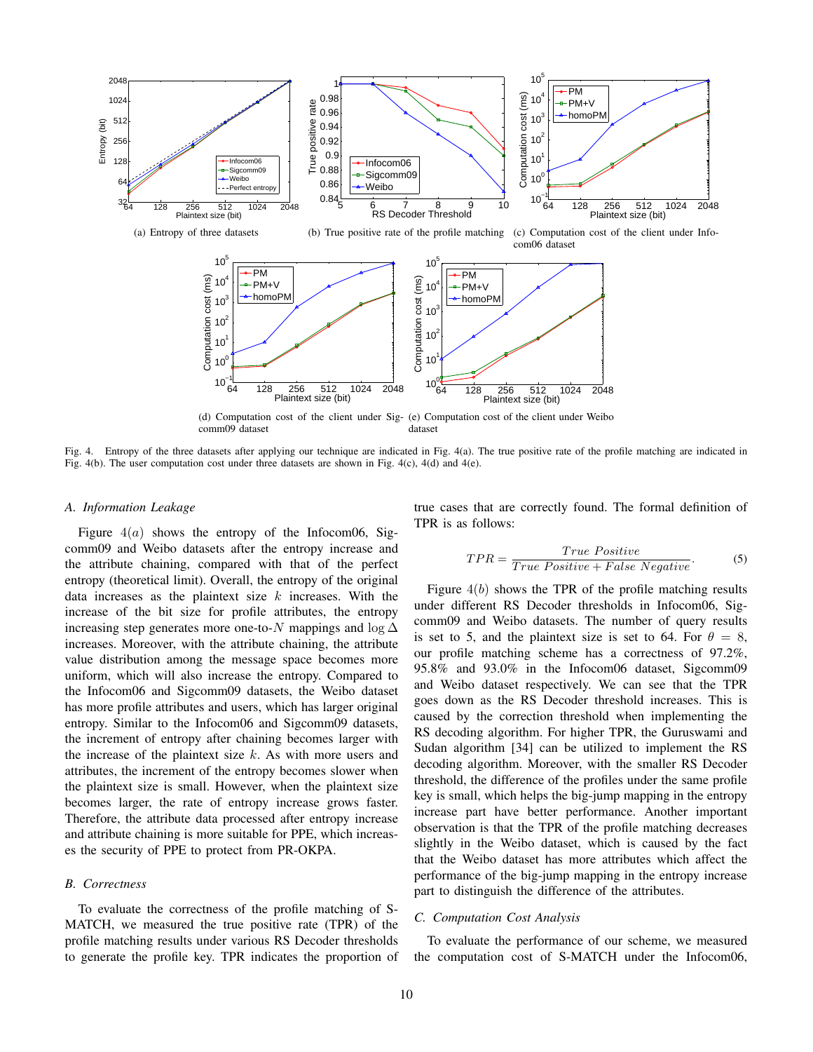(a) Entropy of three datasets

(b) True positive rate of the profile matching

(c) Computation cost of the client under Infocom06 dataset

(d) Computation cost of the client under Sigcomm09 dataset

(e) Computation cost of the client under Weibo dataset

Fig. 4. Entropy of the three datasets after applying our technique are indicated in Fig. 4(a). The true positive rate of the profile matching are indicated in Fig. 4(b). The user computation cost under three datasets are shown in Fig. 4(c), 4(d) and 4(e).

### *A. Information Leakage*

Figure $4(a)$ shows the entropy of the Infocom06, Sigcomm09 and Weibo datasets after the entropy increase and the attribute chaining, compared with that of the perfect entropy (theoretical limit). Overall, the entropy of the original data increases as the plaintext size $k$ increases. With the increase of the bit size for profile attributes, the entropy increasing step generates more one-to-$N$ mappings and $\log \Delta$ increases. Moreover, with the attribute chaining, the attribute value distribution among the message space becomes more uniform, which will also increase the entropy. Compared to the Infocom06 and Sigcomm09 datasets, the Weibo dataset has more profile attributes and users, which has larger original entropy. Similar to the Infocom06 and Sigcomm09 datasets, the increment of entropy after chaining becomes larger with the increase of the plaintext size $k$. As with more users and attributes, the increment of the entropy becomes slower when the plaintext size is small. However, when the plaintext size becomes larger, the rate of entropy increase grows faster. Therefore, the attribute data processed after entropy increase and attribute chaining is more suitable for PPE, which increases the security of PPE to protect from PR-OKPA.

### *B. Correctness*

To evaluate the correctness of the profile matching of S-MATCH, we measured the true positive rate (TPR) of the profile matching results under various RS Decoder thresholds to generate the profile key. TPR indicates the proportion of true cases that are correctly found. The formal definition of TPR is as follows:

$$TPR = \frac{True\ Positive}{True\ Positive + False\ Negative}. \tag{5}$$

Figure $4(b)$ shows the TPR of the profile matching results under different RS Decoder thresholds in Infocom06, Sigcomm09 and Weibo datasets. The number of query results is set to 5, and the plaintext size is set to 64. For $\theta = 8$, our profile matching scheme has a correctness of 97.2%, 95.8% and 93.0% in the Infocom06 dataset, Sigcomm09 and Weibo dataset respectively. We can see that the TPR goes down as the RS Decoder threshold increases. This is caused by the correction threshold when implementing the RS decoding algorithm. For higher TPR, the Guruswami and Sudan algorithm [34] can be utilized to implement the RS decoding algorithm. Moreover, with the smaller RS Decoder threshold, the difference of the profiles under the same profile key is small, which helps the big-jump mapping in the entropy increase part have better performance. Another important observation is that the TPR of the profile matching decreases slightly in the Weibo dataset, which is caused by the fact that the Weibo dataset has more attributes which affect the performance of the big-jump mapping in the entropy increase part to distinguish the difference of the attributes.

### *C. Computation Cost Analysis*

To evaluate the performance of our scheme, we measured the computation cost of S-MATCH under the Infocom06,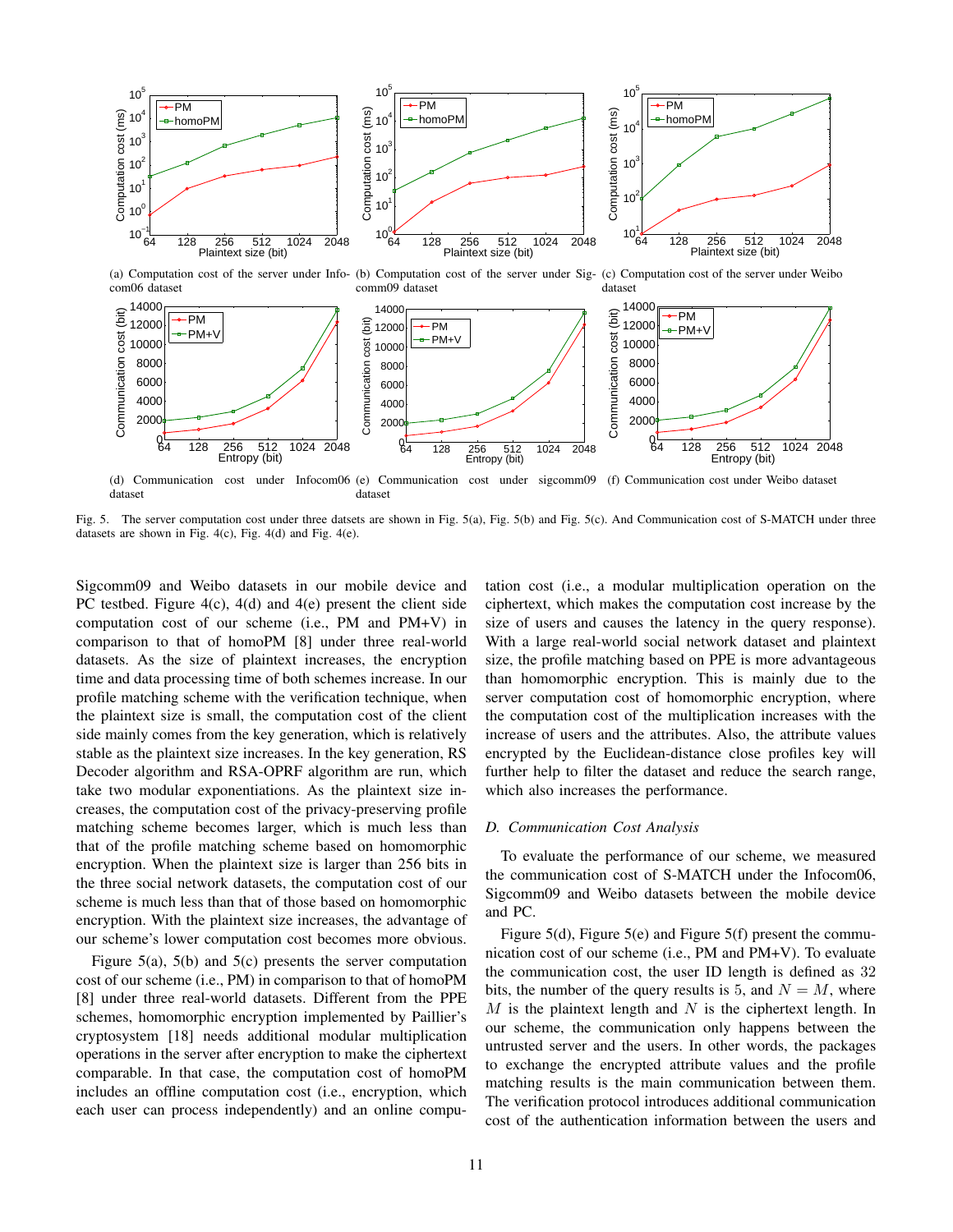(a) Computation cost of the server under Infocom06 dataset

(b) Computation cost of the server under Sigcomm09 dataset

(c) Computation cost of the server under Weibo dataset

(d) Communication cost under Infocom06 dataset

(e) Communication cost under sigcomm09 dataset

(f) Communication cost under Weibo dataset

Fig. 5. The server computation cost under three datsets are shown in Fig. 5(a), Fig. 5(b) and Fig. 5(c). And Communication cost of S-MATCH under three datasets are shown in Fig. 4(c), Fig. 4(d) and Fig. 4(e).

Sigcomm09 and Weibo datasets in our mobile device and PC testbed. Figure 4(c), 4(d) and 4(e) present the client side computation cost of our scheme (i.e., PM and PM+V) in comparison to that of homoPM [8] under three real-world datasets. As the size of plaintext increases, the encryption time and data processing time of both schemes increase. In our profile matching scheme with the verification technique, when the plaintext size is small, the computation cost of the client side mainly comes from the key generation, which is relatively stable as the plaintext size increases. In the key generation, RS Decoder algorithm and RSA-OPRF algorithm are run, which take two modular exponentiations. As the plaintext size increases, the computation cost of the privacy-preserving profile matching scheme becomes larger, which is much less than that of the profile matching scheme based on homomorphic encryption. When the plaintext size is larger than 256 bits in the three social network datasets, the computation cost of our scheme is much less than that of those based on homomorphic encryption. With the plaintext size increases, the advantage of our scheme's lower computation cost becomes more obvious.

Figure 5(a), 5(b) and 5(c) presents the server computation cost of our scheme (i.e., PM) in comparison to that of homoPM [8] under three real-world datasets. Different from the PPE schemes, homomorphic encryption implemented by Paillier's cryptosystem [18] needs additional modular multiplication operations in the server after encryption to make the ciphertext comparable. In that case, the computation cost of homoPM includes an offline computation cost (i.e., encryption, which each user can process independently) and an online computation cost (i.e., a modular multiplication operation on the ciphertext, which makes the computation cost increase by the size of users and causes the latency in the query response). With a large real-world social network dataset and plaintext size, the profile matching based on PPE is more advantageous than homomorphic encryption. This is mainly due to the server computation cost of homomorphic encryption, where the computation cost of the multiplication increases with the increase of users and the attributes. Also, the attribute values encrypted by the Euclidean-distance close profiles key will further help to filter the dataset and reduce the search range, which also increases the performance.

### D. Communication Cost Analysis

To evaluate the performance of our scheme, we measured the communication cost of S-MATCH under the Infocom06, Sigcomm09 and Weibo datasets between the mobile device and PC.

Figure 5(d), Figure 5(e) and Figure 5(f) present the communication cost of our scheme (i.e., PM and PM+V). To evaluate the communication cost, the user ID length is defined as 32 bits, the number of the query results is 5, and $N = M$, where $M$ is the plaintext length and $N$ is the ciphertext length. In our scheme, the communication only happens between the untrusted server and the users. In other words, the packages to exchange the encrypted attribute values and the profile matching results is the main communication between them. The verification protocol introduces additional communication cost of the authentication information between the users and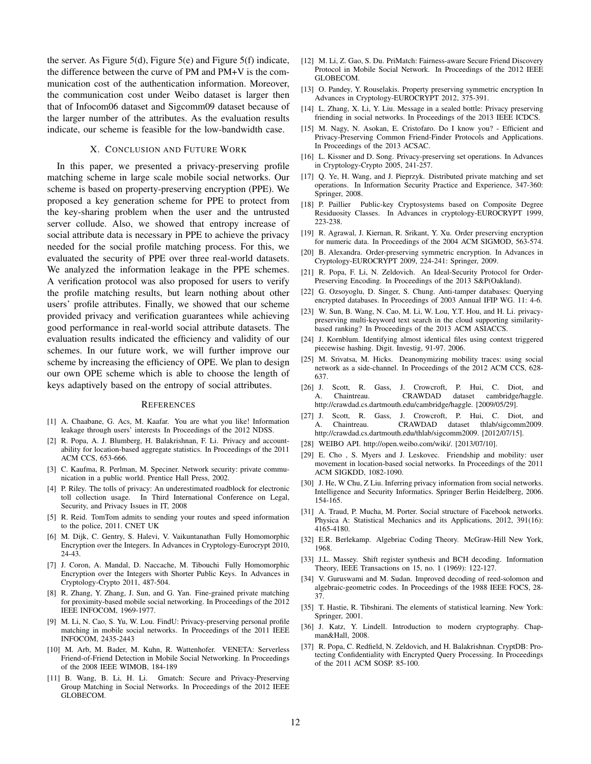the server. As Figure 5(d), Figure 5(e) and Figure 5(f) indicate, the difference between the curve of PM and PM+V is the communication cost of the authentication information. Moreover, the communication cost under Weibo dataset is larger then that of Infocom06 dataset and Sigcomm09 dataset because of the larger number of the attributes. As the evaluation results indicate, our scheme is feasible for the low-bandwidth case.

## X. Conclusion and Future Work

In this paper, we presented a privacy-preserving profile matching scheme in large scale mobile social networks. Our scheme is based on property-preserving encryption (PPE). We proposed a key generation scheme for PPE to protect from the key-sharing problem when the user and the untrusted server collude. Also, we showed that entropy increase of social attribute data is necessary in PPE to achieve the privacy needed for the social profile matching process. For this, we evaluated the security of PPE over three real-world datasets. We analyzed the information leakage in the PPE schemes. A verification protocol was also proposed for users to verify the profile matching results, but learn nothing about other users' profile attributes. Finally, we showed that our scheme provided privacy and verification guarantees while achieving good performance in real-world social attribute datasets. The evaluation results indicated the efficiency and validity of our schemes. In our future work, we will further improve our scheme by increasing the efficiency of OPE. We plan to design our own OPE scheme which is able to choose the length of keys adaptively based on the entropy of social attributes.

## References

[1] A. Chaabane, G. Acs, M. Kaafar. You are what you like! Information leakage through users' interests In Proceedings of the 2012 NDSS.

[2] R. Popa, A. J. Blumberg, H. Balakrishnan, F. Li. Privacy and accountability for location-based aggregate statistics. In Proceedings of the 2011 ACM CCS, 653-666.

[3] C. Kaufma, R. Perlman, M. Speciner. Network security: private communication in a public world. Prentice Hall Press, 2002.

[4] P. Riley. The tolls of privacy: An underestimated roadblock for electronic toll collection usage. In Third International Conference on Legal, Security, and Privacy Issues in IT, 2008

[5] R. Reid. TomTom admits to sending your routes and speed information to the police, 2011. CNET UK

[6] M. Dijk, C. Gentry, S. Halevi, V. Vaikuntanathan Fully Homomorphic Encryption over the Integers. In Advances in Cryptology-Eurocrypt 2010, 24-43.

[7] J. Coron, A. Mandal, D. Naccache, M. Tibouchi Fully Homomorphic Encryption over the Integers with Shorter Public Keys. In Advances in Cryptology-Crypto 2011, 487-504.

[8] R. Zhang, Y. Zhang, J. Sun, and G. Yan. Fine-grained private matching for proximity-based mobile social networking. In Proceedings of the 2012 IEEE INFOCOM, 1969-1977.

[9] M. Li, N. Cao, S. Yu, W. Lou. FindU: Privacy-preserving personal profile matching in mobile social networks. In Proceedings of the 2011 IEEE INFOCOM, 2435-2443

[10] M. Arb, M. Bader, M. Kuhn, R. Wattenhofer. VENETA: Serverless Friend-of-Friend Detection in Mobile Social Networking. In Proceedings of the 2008 IEEE WIMOB, 184-189

[11] B. Wang, B. Li, H. Li. Gmatch: Secure and Privacy-Preserving Group Matching in Social Networks. In Proceedings of the 2012 IEEE GLOBECOM.

[12] M. Li, Z. Gao, S. Du. PriMatch: Fairness-aware Secure Friend Discovery Protocol in Mobile Social Network. In Proceedings of the 2012 IEEE GLOBECOM.

[13] O. Pandey, Y. Rouselakis. Property preserving symmetric encryption In Advances in Cryptology-EUROCRYPT 2012, 375-391.

[14] L. Zhang, X. Li, Y. Liu. Message in a sealed bottle: Privacy preserving friending in social networks. In Proceedings of the 2013 IEEE ICDCS.

[15] M. Nagy, N. Asokan, E. Cristofaro. Do I know you? - Efficient and Privacy-Preserving Common Friend-Finder Protocols and Applications. In Proceedings of the 2013 ACSAC.

[16] L. Kissner and D. Song. Privacy-preserving set operations. In Advances in Cryptology-Crypto 2005, 241-257.

[17] Q. Ye, H. Wang, and J. Pieprzyk. Distributed private matching and set operations. In Information Security Practice and Experience, 347-360: Springer, 2008.

[18] P. Paillier Public-key Cryptosystems based on Composite Degree Residuosity Classes. In Advances in cryptology-EUROCRYPT 1999, 223-238.

[19] R. Agrawal, J. Kiernan, R. Srikant, Y. Xu. Order preserving encryption for numeric data. In Proceedings of the 2004 ACM SIGMOD, 563-574.

[20] B. Alexandra. Order-preserving symmetric encryption. In Advances in Cryptology-EUROCRYPT 2009, 224-241: Springer, 2009.

[21] R. Popa, F. Li, N. Zeldovich. An Ideal-Security Protocol for Order-Preserving Encoding. In Proceedings of the 2013 S&P(Oakland).

[22] G. Ozsoyoglu, D. Singer, S. Chung. Anti-tamper databases: Querying encrypted databases. In Proceedings of 2003 Annual IFIP WG. 11: 4-6.

[23] W. Sun, B. Wang, N. Cao, M. Li, W. Lou, Y.T. Hou, and H. Li. privacy-preserving multi-keyword text search in the cloud supporting similarity-based ranking? In Proceedings of the 2013 ACM ASIACCS.

[24] J. Kornblum. Identifying almost identical files using context triggered piecewise hashing. Digit. Investig, 91-97. 2006.

[25] M. Srivatsa, M. Hicks. Deanonymizing mobility traces: using social network as a side-channel. In Proceedings of the 2012 ACM CCS, 628-637.

[26] J. Scott, R. Gass, J. Crowcroft, P. Hui, C. Diot, and A. Chaintreau. CRAWDAD dataset cambridge/haggle. http://crawdad.cs.dartmouth.edu/cambridge/haggle. [2009/05/29].

[27] J. Scott, R. Gass, J. Crowcroft, P. Hui, C. Diot, and A. Chaintreau. CRAWDAD dataset thlab/sigcomm2009. http://crawdad.cs.dartmouth.edu/thlab/sigcomm2009. [2012/07/15].

[28] WEIBO API. http://open.weibo.com/wiki/. [2013/07/10].

[29] E. Cho , S. Myers and J. Leskovec. Friendship and mobility: user movement in location-based social networks. In Proceedings of the 2011 ACM SIGKDD, 1082-1090.

[30] J. He, W Chu, Z Liu. Inferring privacy information from social networks. Intelligence and Security Informatics. Springer Berlin Heidelberg, 2006. 154-165.

[31] A. Traud, P. Mucha, M. Porter. Social structure of Facebook networks. Physica A: Statistical Mechanics and its Applications, 2012, 391(16): 4165-4180.

[32] E.R. Berlekamp. Algebriac Coding Theory. McGraw-Hill New York, 1968.

[33] J.L. Massey. Shift register synthesis and BCH decoding. Information Theory, IEEE Transactions on 15, no. 1 (1969): 122-127.

[34] V. Guruswami and M. Sudan. Improved decoding of reed-solomon and algebraic-geometric codes. In Proceedings of the 1988 IEEE FOCS, 28-37.

[35] T. Hastie, R. Tibshirani. The elements of statistical learning. New York: Springer, 2001.

[36] J. Katz, Y. Lindell. Introduction to modern cryptography. Chapman&Hall, 2008.

[37] R. Popa, C. Redfield, N. Zeldovich, and H. Balakrishnan. CryptDB: Protecting Confidentiality with Encrypted Query Processing. In Proceedings of the 2011 ACM SOSP. 85-100.